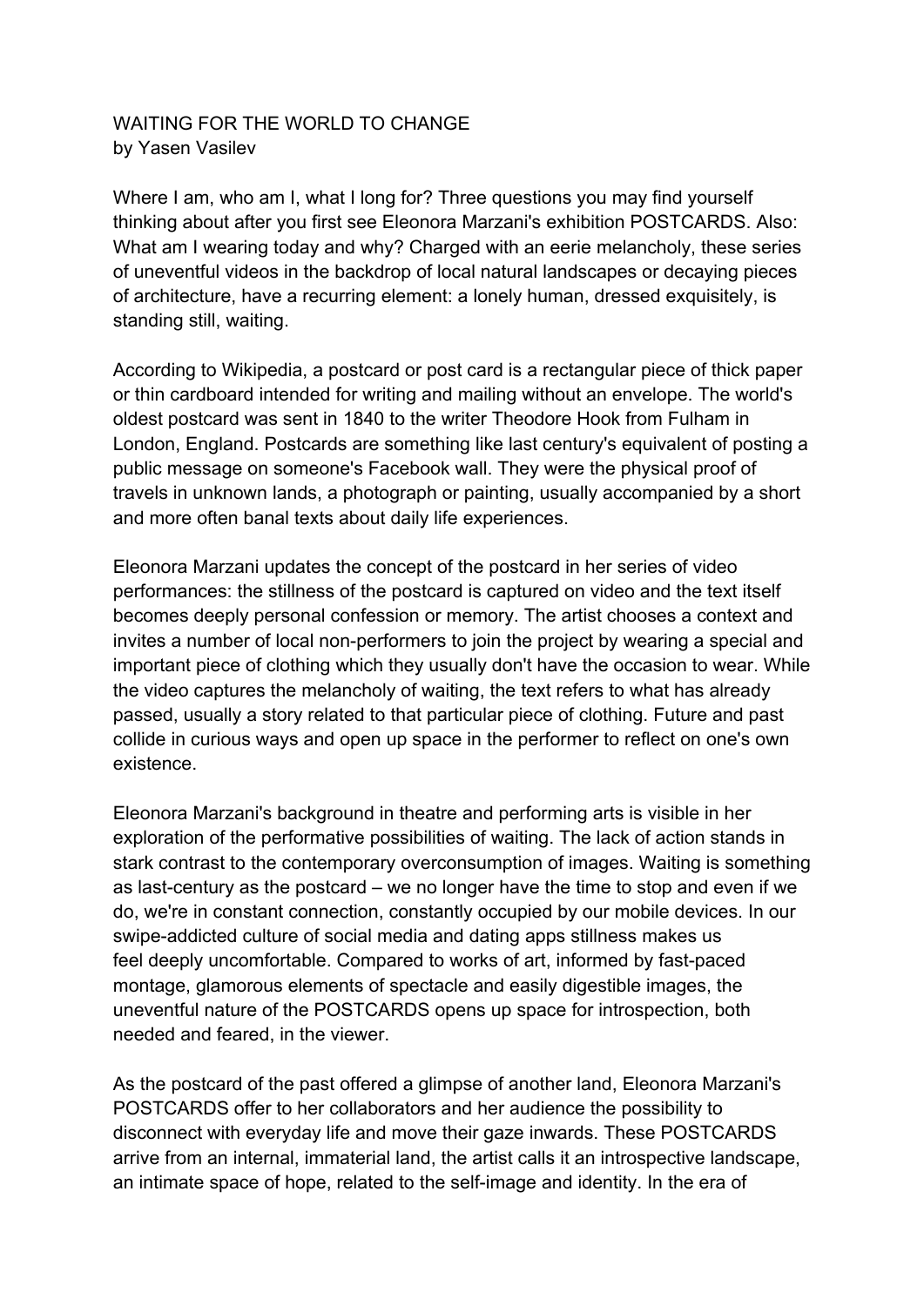# WAITING FOR THE WORLD TO CHANGE

by Yasen Vasilev

Where I am, who am I, what I long for? Three questions you may find yourself thinking about after you first see Eleonora Marzani's exhibition POSTCARDS. Also: What am I wearing today and why? Charged with an eerie melancholy, these series of uneventful videos in the backdrop of local natural landscapes or decaying pieces of architecture, have a recurring element: a lonely human, dressed exquisitely, is standing still, waiting.

According to Wikipedia, a postcard or post card is a rectangular piece of thick paper or thin cardboard intended for writing and mailing without an envelope. The world's oldest postcard was sent in 1840 to the writer Theodore Hook from Fulham in London, England. Postcards are something like last century's equivalent of posting a public message on someone's Facebook wall. They were the physical proof of travels in unknown lands, a photograph or painting, usually accompanied by a short and more often banal texts about daily life experiences.

Eleonora Marzani updates the concept of the postcard in her series of video performances: the stillness of the postcard is captured on video and the text itself becomes deeply personal confession or memory. The artist chooses a context and invites a number of local non-performers to join the project by wearing a special and important piece of clothing which they usually don't have the occasion to wear. While the video captures the melancholy of waiting, the text refers to what has already passed, usually a story related to that particular piece of clothing. Future and past collide in curious ways and open up space in the performer to reflect on one's own existence.

Eleonora Marzani's background in theatre and performing arts is visible in her exploration of the performative possibilities of waiting. The lack of action stands in stark contrast to the contemporary overconsumption of images. Waiting is something as last-century as the postcard – we no longer have the time to stop and even if we do, we're in constant connection, constantly occupied by our mobile devices. In our swipe-addicted culture of social media and dating apps stillness makes us feel deeply uncomfortable. Compared to works of art, informed by fast-paced montage, glamorous elements of spectacle and easily digestible images, the uneventful nature of the POSTCARDS opens up space for introspection, both needed and feared, in the viewer.

As the postcard of the past offered a glimpse of another land, Eleonora Marzani's POSTCARDS offer to her collaborators and her audience the possibility to disconnect with everyday life and move their gaze inwards. These POSTCARDS arrive from an internal, immaterial land, the artist calls it an introspective landscape, an intimate space of hope, related to the self-image and identity. In the era of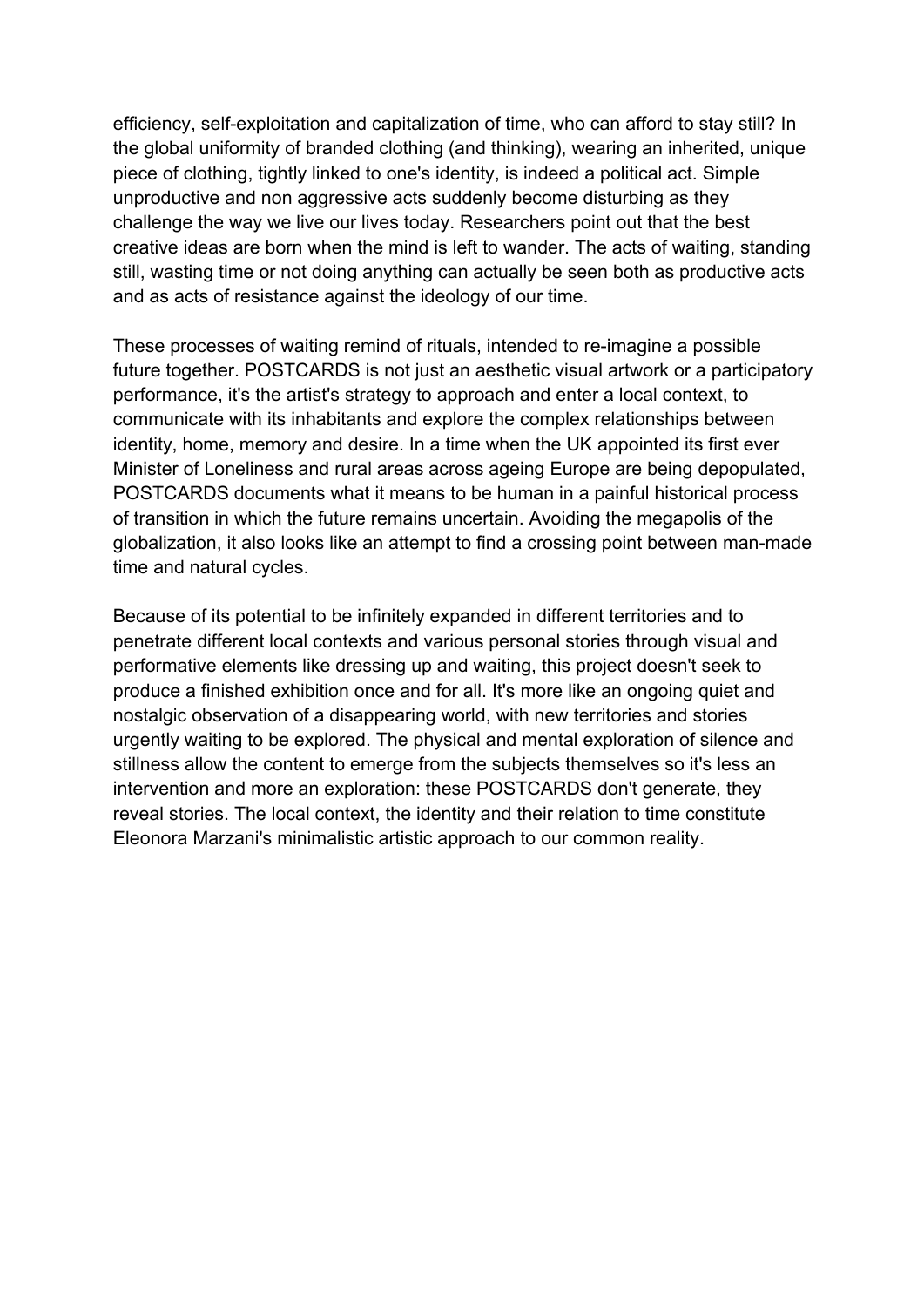efficiency, self-exploitation and capitalization of time, who can afford to stay still? In the global uniformity of branded clothing (and thinking), wearing an inherited, unique piece of clothing, tightly linked to one's identity, is indeed a political act. Simple unproductive and non aggressive acts suddenly become disturbing as they challenge the way we live our lives today. Researchers point out that the best creative ideas are born when the mind is left to wander. The acts of waiting, standing still, wasting time or not doing anything can actually be seen both as productive acts and as acts of resistance against the ideology of our time.

These processes of waiting remind of rituals, intended to re-imagine a possible future together. POSTCARDS is not just an aesthetic visual artwork or a participatory performance, it's the artist's strategy to approach and enter a local context, to communicate with its inhabitants and explore the complex relationships between identity, home, memory and desire. In a time when the UK appointed its first ever Minister of Loneliness and rural areas across ageing Europe are being depopulated, POSTCARDS documents what it means to be human in a painful historical process of transition in which the future remains uncertain. Avoiding the megapolis of the globalization, it also looks like an attempt to find a crossing point between man-made time and natural cycles.

Because of its potential to be infinitely expanded in different territories and to penetrate different local contexts and various personal stories through visual and performative elements like dressing up and waiting, this project doesn't seek to produce a finished exhibition once and for all. It's more like an ongoing quiet and nostalgic observation of a disappearing world, with new territories and stories urgently waiting to be explored. The physical and mental exploration of silence and stillness allow the content to emerge from the subjects themselves so it's less an intervention and more an exploration: these POSTCARDS don't generate, they reveal stories. The local context, the identity and their relation to time constitute Eleonora Marzani's minimalistic artistic approach to our common reality.